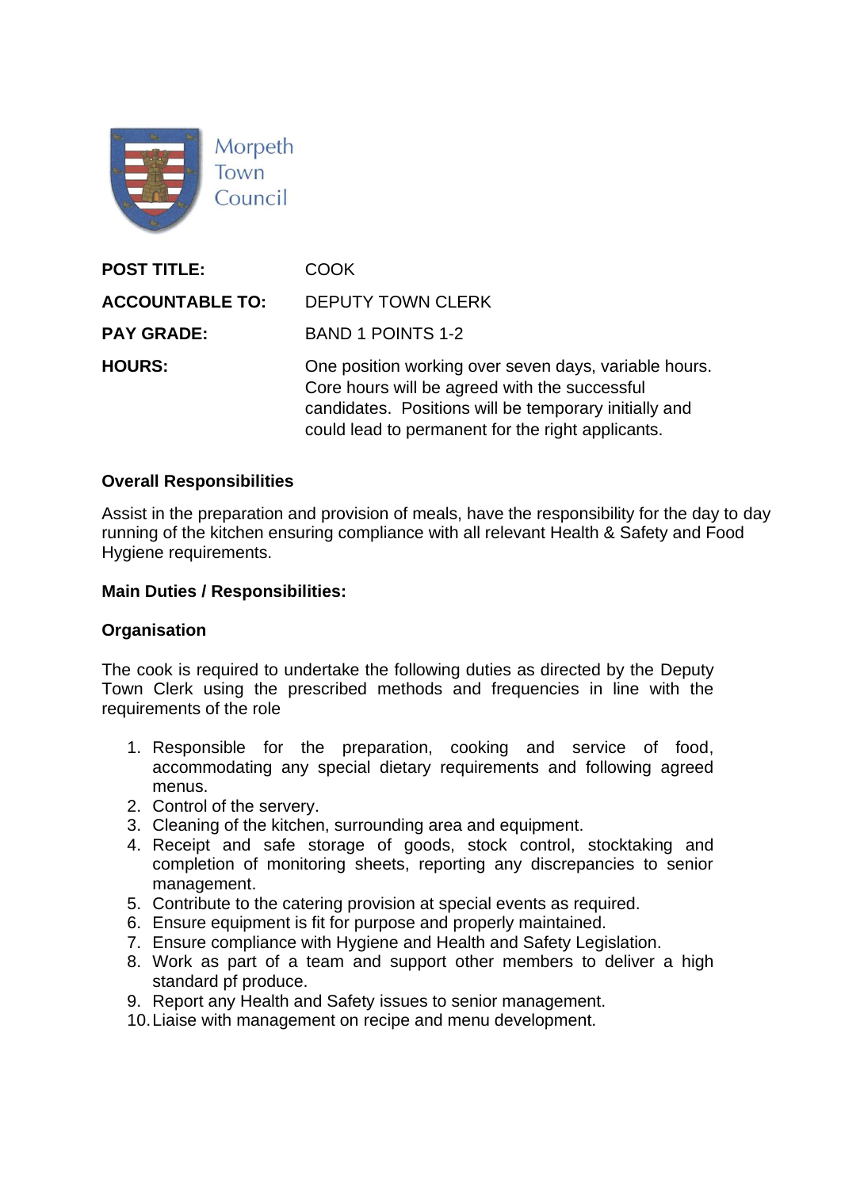Morpeth Town Council

| | |
|---|---|
| **POST TITLE:** | COOK |
| **ACCOUNTABLE TO:** | DEPUTY TOWN CLERK |
| **PAY GRADE:** | BAND 1 POINTS 1-2 |
| **HOURS:** | One position working over seven days, variable hours. Core hours will be agreed with the successful candidates. Positions will be temporary initially and could lead to permanent for the right applicants. |

**Overall Responsibilities**

Assist in the preparation and provision of meals, have the responsibility for the day to day running of the kitchen ensuring compliance with all relevant Health & Safety and Food Hygiene requirements.

**Main Duties / Responsibilities:**

**Organisation**

The cook is required to undertake the following duties as directed by the Deputy Town Clerk using the prescribed methods and frequencies in line with the requirements of the role

1. Responsible for the preparation, cooking and service of food, accommodating any special dietary requirements and following agreed menus.
2. Control of the servery.
3. Cleaning of the kitchen, surrounding area and equipment.
4. Receipt and safe storage of goods, stock control, stocktaking and completion of monitoring sheets, reporting any discrepancies to senior management.
5. Contribute to the catering provision at special events as required.
6. Ensure equipment is fit for purpose and properly maintained.
7. Ensure compliance with Hygiene and Health and Safety Legislation.
8. Work as part of a team and support other members to deliver a high standard pf produce.
9. Report any Health and Safety issues to senior management.
10. Liaise with management on recipe and menu development.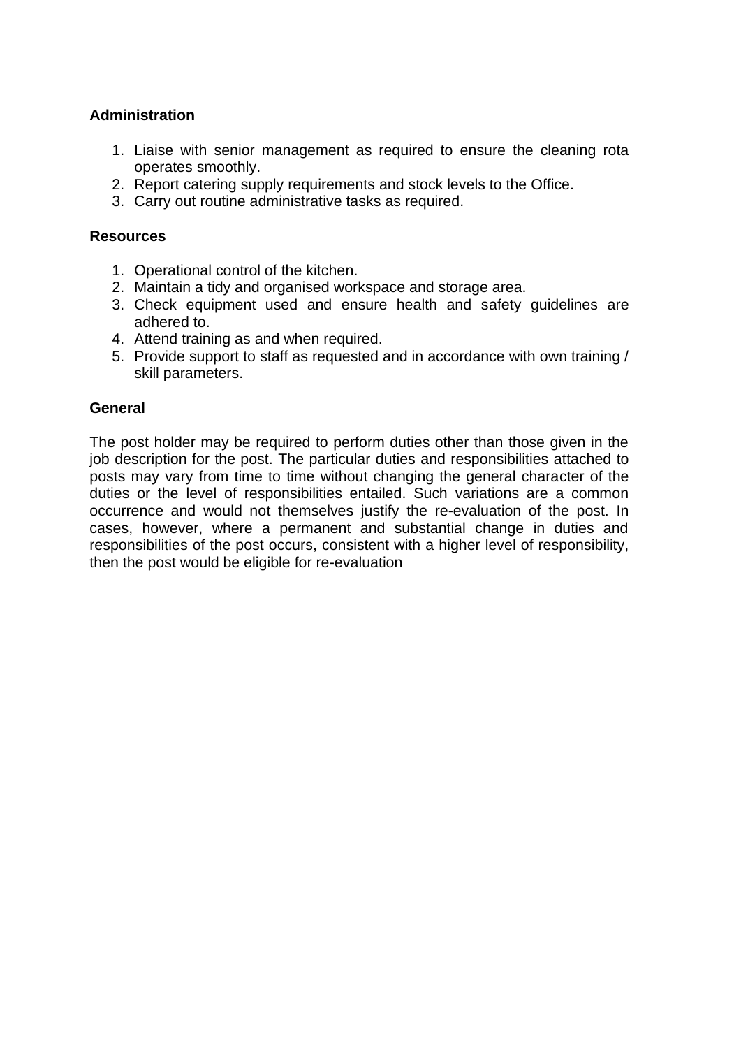**Administration**

1. Liaise with senior management as required to ensure the cleaning rota operates smoothly.
2. Report catering supply requirements and stock levels to the Office.
3. Carry out routine administrative tasks as required.

**Resources**

1. Operational control of the kitchen.
2. Maintain a tidy and organised workspace and storage area.
3. Check equipment used and ensure health and safety guidelines are adhered to.
4. Attend training as and when required.
5. Provide support to staff as requested and in accordance with own training / skill parameters.

**General**

The post holder may be required to perform duties other than those given in the job description for the post. The particular duties and responsibilities attached to posts may vary from time to time without changing the general character of the duties or the level of responsibilities entailed. Such variations are a common occurrence and would not themselves justify the re-evaluation of the post. In cases, however, where a permanent and substantial change in duties and responsibilities of the post occurs, consistent with a higher level of responsibility, then the post would be eligible for re-evaluation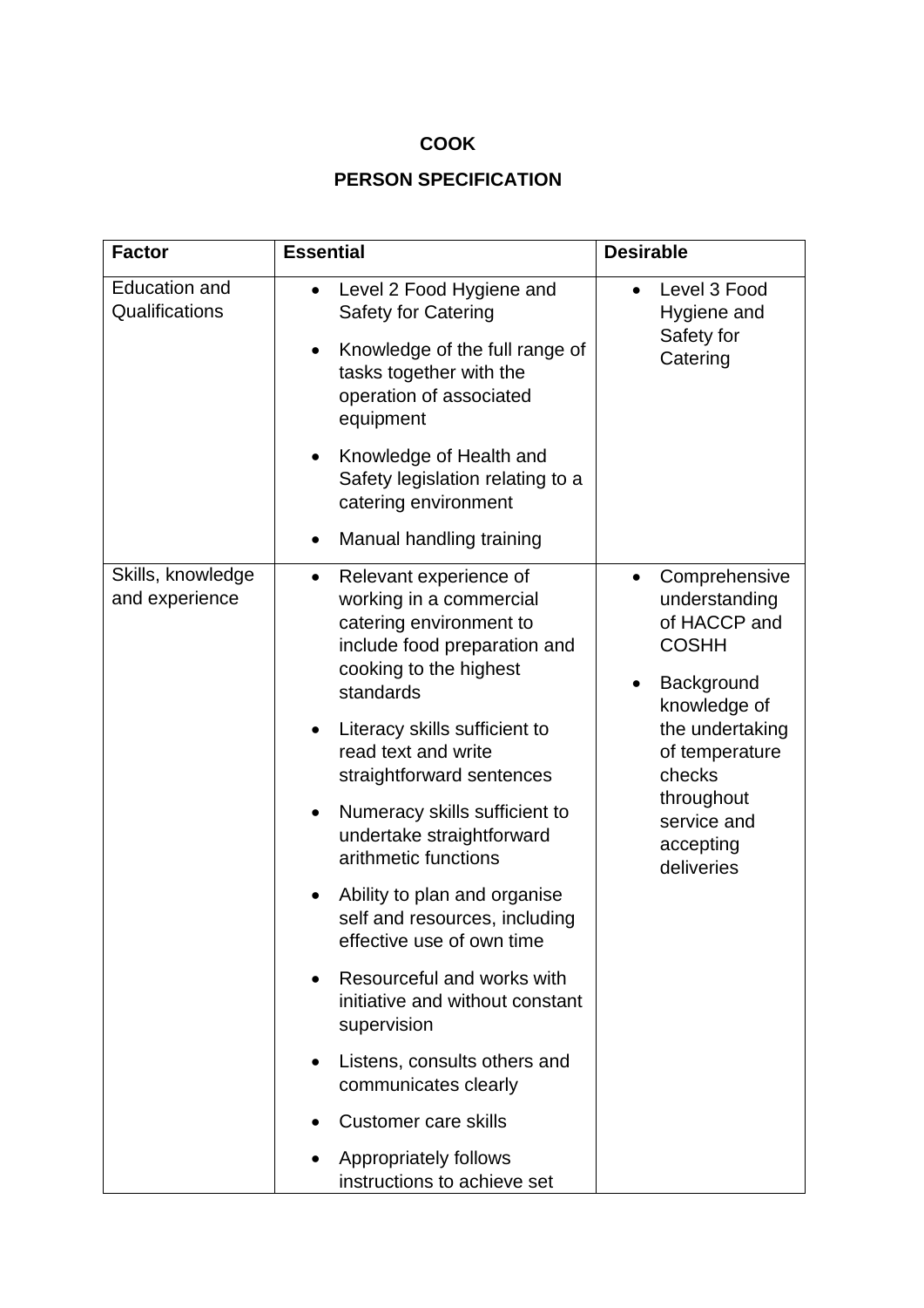**COOK**

**PERSON SPECIFICATION**

| **Factor** | **Essential** | **Desirable** |
|---|---|---|
| Education and Qualifications | • Level 2 Food Hygiene and Safety for Catering<br>• Knowledge of the full range of tasks together with the operation of associated equipment<br>• Knowledge of Health and Safety legislation relating to a catering environment<br>• Manual handling training | • Level 3 Food Hygiene and Safety for Catering |
| Skills, knowledge and experience | • Relevant experience of working in a commercial catering environment to include food preparation and cooking to the highest standards<br>• Literacy skills sufficient to read text and write straightforward sentences<br>• Numeracy skills sufficient to undertake straightforward arithmetic functions<br>• Ability to plan and organise self and resources, including effective use of own time<br>• Resourceful and works with initiative and without constant supervision<br>• Listens, consults others and communicates clearly<br>• Customer care skills<br>• Appropriately follows instructions to achieve set | • Comprehensive understanding of HACCP and COSHH<br>• Background knowledge of the undertaking of temperature checks throughout service and accepting deliveries |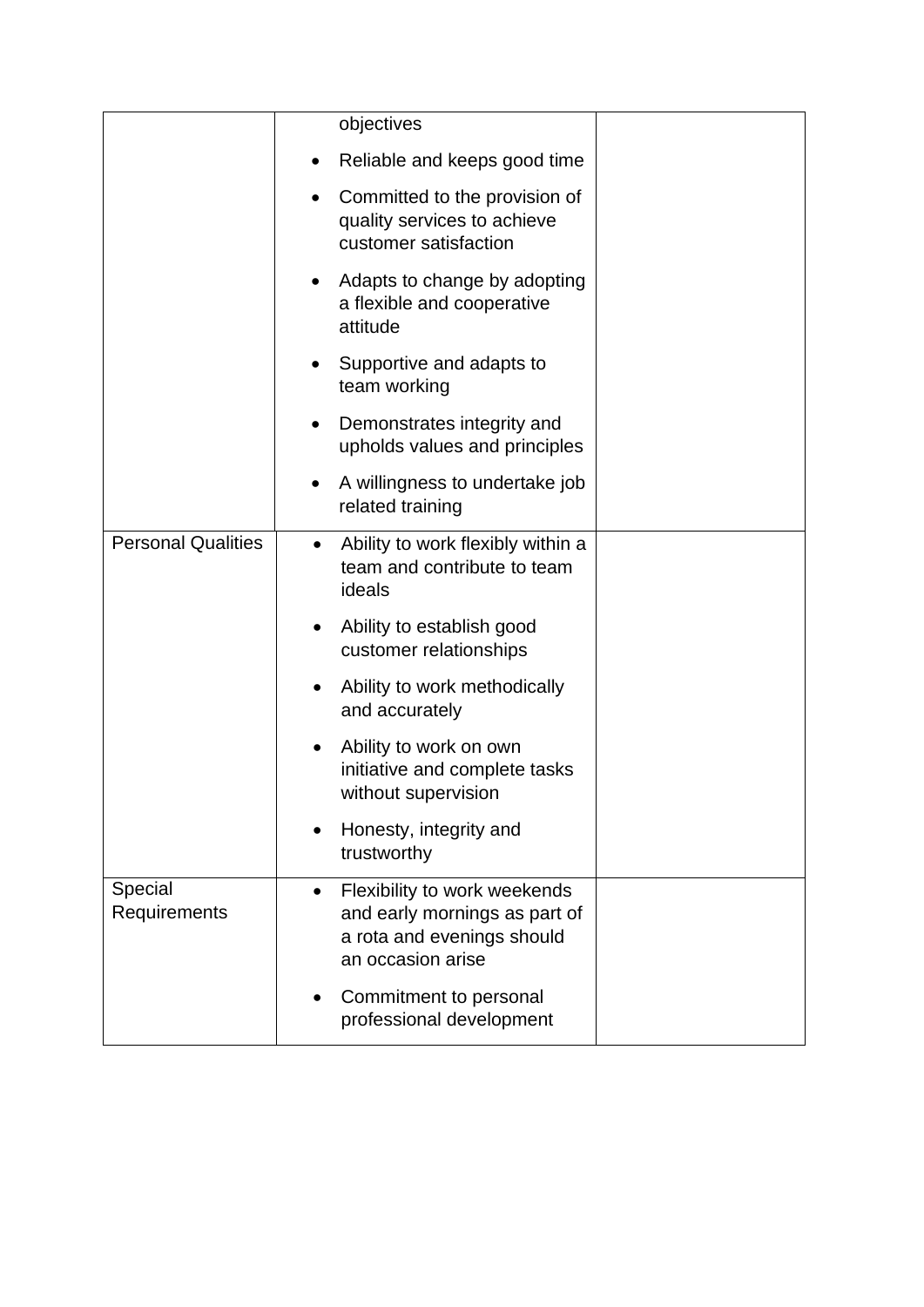| | | |
|---|---|---|
| | objectives<br>• Reliable and keeps good time<br>• Committed to the provision of quality services to achieve customer satisfaction<br>• Adapts to change by adopting a flexible and cooperative attitude<br>• Supportive and adapts to team working<br>• Demonstrates integrity and upholds values and principles<br>• A willingness to undertake job related training | |
| Personal Qualities | • Ability to work flexibly within a team and contribute to team ideals<br>• Ability to establish good customer relationships<br>• Ability to work methodically and accurately<br>• Ability to work on own initiative and complete tasks without supervision<br>• Honesty, integrity and trustworthy | |
| Special Requirements | • Flexibility to work weekends and early mornings as part of a rota and evenings should an occasion arise<br>• Commitment to personal professional development | |